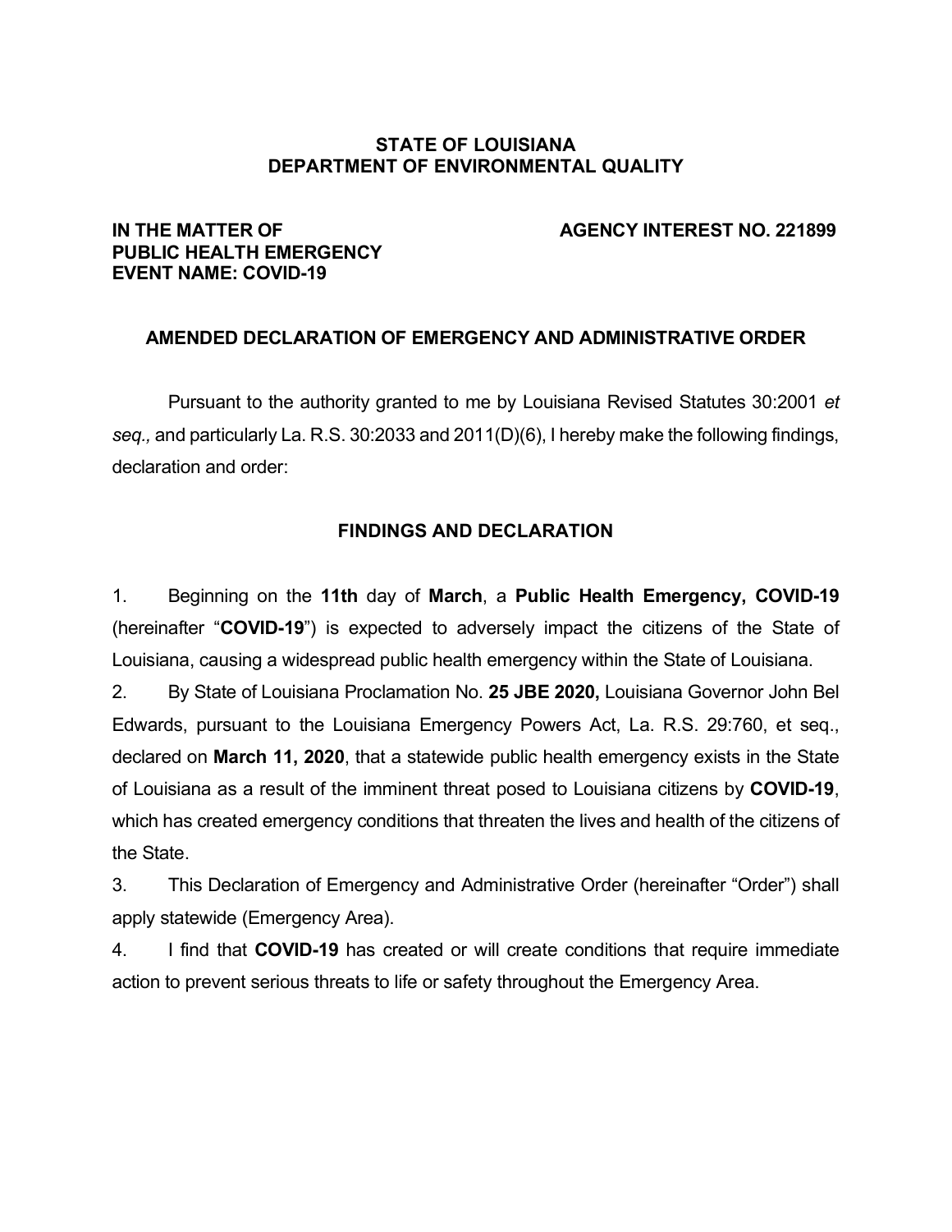**STATE OF LOUISIANA**
**DEPARTMENT OF ENVIRONMENTAL QUALITY**

**IN THE MATTER OF**
**PUBLIC HEALTH EMERGENCY**
**EVENT NAME: COVID-19**

**AGENCY INTEREST NO. 221899**

## AMENDED DECLARATION OF EMERGENCY AND ADMINISTRATIVE ORDER

Pursuant to the authority granted to me by Louisiana Revised Statutes 30:2001 *et seq.,* and particularly La. R.S. 30:2033 and 2011(D)(6), I hereby make the following findings, declaration and order:

## FINDINGS AND DECLARATION

1. Beginning on the **11th** day of **March**, a **Public Health Emergency, COVID-19** (hereinafter "**COVID-19**") is expected to adversely impact the citizens of the State of Louisiana, causing a widespread public health emergency within the State of Louisiana.

2. By State of Louisiana Proclamation No. **25 JBE 2020,** Louisiana Governor John Bel Edwards, pursuant to the Louisiana Emergency Powers Act, La. R.S. 29:760, et seq., declared on **March 11, 2020**, that a statewide public health emergency exists in the State of Louisiana as a result of the imminent threat posed to Louisiana citizens by **COVID-19**, which has created emergency conditions that threaten the lives and health of the citizens of the State.

3. This Declaration of Emergency and Administrative Order (hereinafter "Order") shall apply statewide (Emergency Area).

4. I find that **COVID-19** has created or will create conditions that require immediate action to prevent serious threats to life or safety throughout the Emergency Area.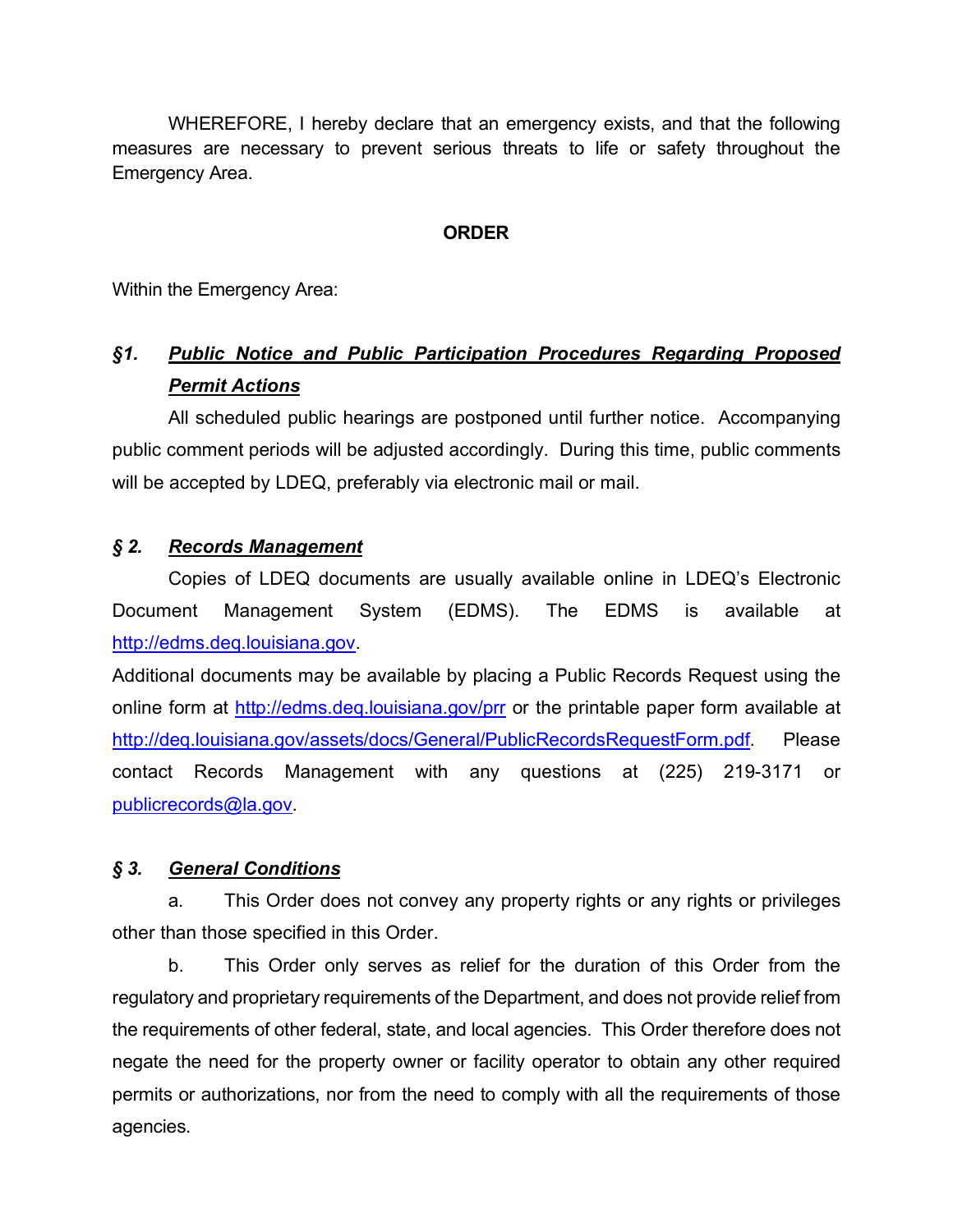WHEREFORE, I hereby declare that an emergency exists, and that the following measures are necessary to prevent serious threats to life or safety throughout the Emergency Area.

## ORDER

Within the Emergency Area:

### *§1. Public Notice and Public Participation Procedures Regarding Proposed Permit Actions*

All scheduled public hearings are postponed until further notice. Accompanying public comment periods will be adjusted accordingly. During this time, public comments will be accepted by LDEQ, preferably via electronic mail or mail.

### *§ 2. Records Management*

Copies of LDEQ documents are usually available online in LDEQ's Electronic Document Management System (EDMS). The EDMS is available at http://edms.deq.louisiana.gov.

Additional documents may be available by placing a Public Records Request using the online form at http://edms.deq.louisiana.gov/prr or the printable paper form available at http://deq.louisiana.gov/assets/docs/General/PublicRecordsRequestForm.pdf. Please contact Records Management with any questions at (225) 219-3171 or publicrecords@la.gov.

### *§ 3. General Conditions*

a. This Order does not convey any property rights or any rights or privileges other than those specified in this Order.

b. This Order only serves as relief for the duration of this Order from the regulatory and proprietary requirements of the Department, and does not provide relief from the requirements of other federal, state, and local agencies. This Order therefore does not negate the need for the property owner or facility operator to obtain any other required permits or authorizations, nor from the need to comply with all the requirements of those agencies.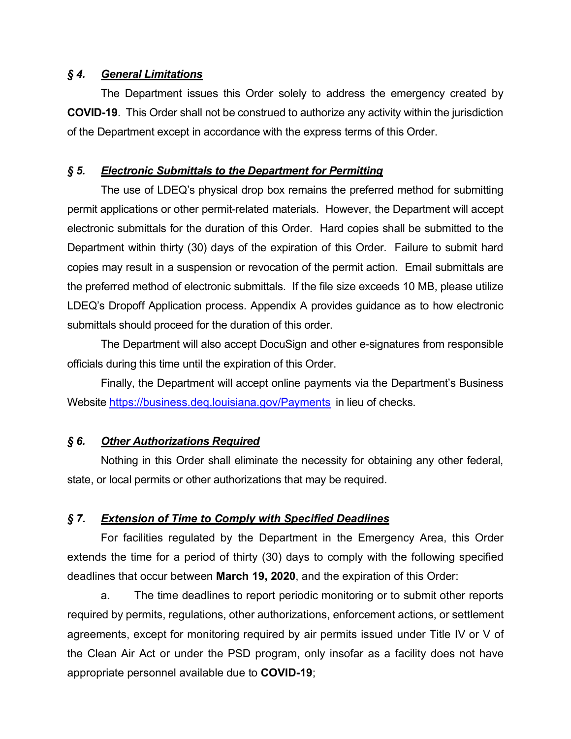### *§ 4. <u>General Limitations</u>*

The Department issues this Order solely to address the emergency created by **COVID-19**. This Order shall not be construed to authorize any activity within the jurisdiction of the Department except in accordance with the express terms of this Order.

### *§ 5. <u>Electronic Submittals to the Department for Permitting</u>*

The use of LDEQ's physical drop box remains the preferred method for submitting permit applications or other permit-related materials. However, the Department will accept electronic submittals for the duration of this Order. Hard copies shall be submitted to the Department within thirty (30) days of the expiration of this Order. Failure to submit hard copies may result in a suspension or revocation of the permit action. Email submittals are the preferred method of electronic submittals. If the file size exceeds 10 MB, please utilize LDEQ's Dropoff Application process. Appendix A provides guidance as to how electronic submittals should proceed for the duration of this order.

The Department will also accept DocuSign and other e-signatures from responsible officials during this time until the expiration of this Order.

Finally, the Department will accept online payments via the Department's Business Website [https://business.deq.louisiana.gov/Payments](https://business.deq.louisiana.gov/Payments) in lieu of checks.

### *§ 6. <u>Other Authorizations Required</u>*

Nothing in this Order shall eliminate the necessity for obtaining any other federal, state, or local permits or other authorizations that may be required.

### *§ 7. <u>Extension of Time to Comply with Specified Deadlines</u>*

For facilities regulated by the Department in the Emergency Area, this Order extends the time for a period of thirty (30) days to comply with the following specified deadlines that occur between **March 19, 2020**, and the expiration of this Order:

a. The time deadlines to report periodic monitoring or to submit other reports required by permits, regulations, other authorizations, enforcement actions, or settlement agreements, except for monitoring required by air permits issued under Title IV or V of the Clean Air Act or under the PSD program, only insofar as a facility does not have appropriate personnel available due to **COVID-19**;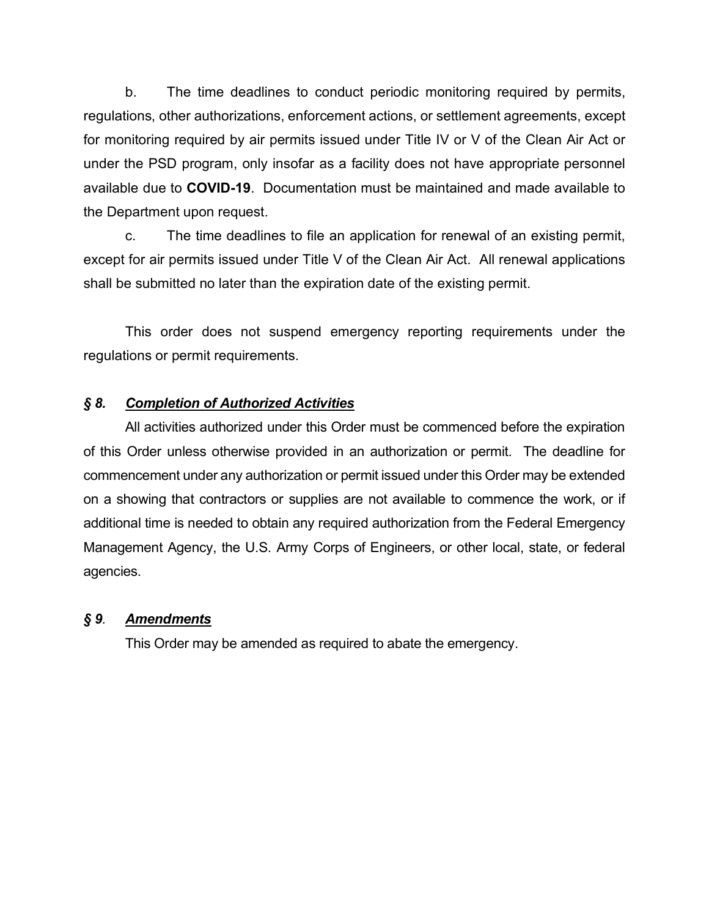b. The time deadlines to conduct periodic monitoring required by permits, regulations, other authorizations, enforcement actions, or settlement agreements, except for monitoring required by air permits issued under Title IV or V of the Clean Air Act or under the PSD program, only insofar as a facility does not have appropriate personnel available due to **COVID-19**. Documentation must be maintained and made available to the Department upon request.

c. The time deadlines to file an application for renewal of an existing permit, except for air permits issued under Title V of the Clean Air Act. All renewal applications shall be submitted no later than the expiration date of the existing permit.

This order does not suspend emergency reporting requirements under the regulations or permit requirements.

### *§ 8.* ***Completion of Authorized Activities***

All activities authorized under this Order must be commenced before the expiration of this Order unless otherwise provided in an authorization or permit. The deadline for commencement under any authorization or permit issued under this Order may be extended on a showing that contractors or supplies are not available to commence the work, or if additional time is needed to obtain any required authorization from the Federal Emergency Management Agency, the U.S. Army Corps of Engineers, or other local, state, or federal agencies.

### *§ 9.* ***Amendments***

This Order may be amended as required to abate the emergency.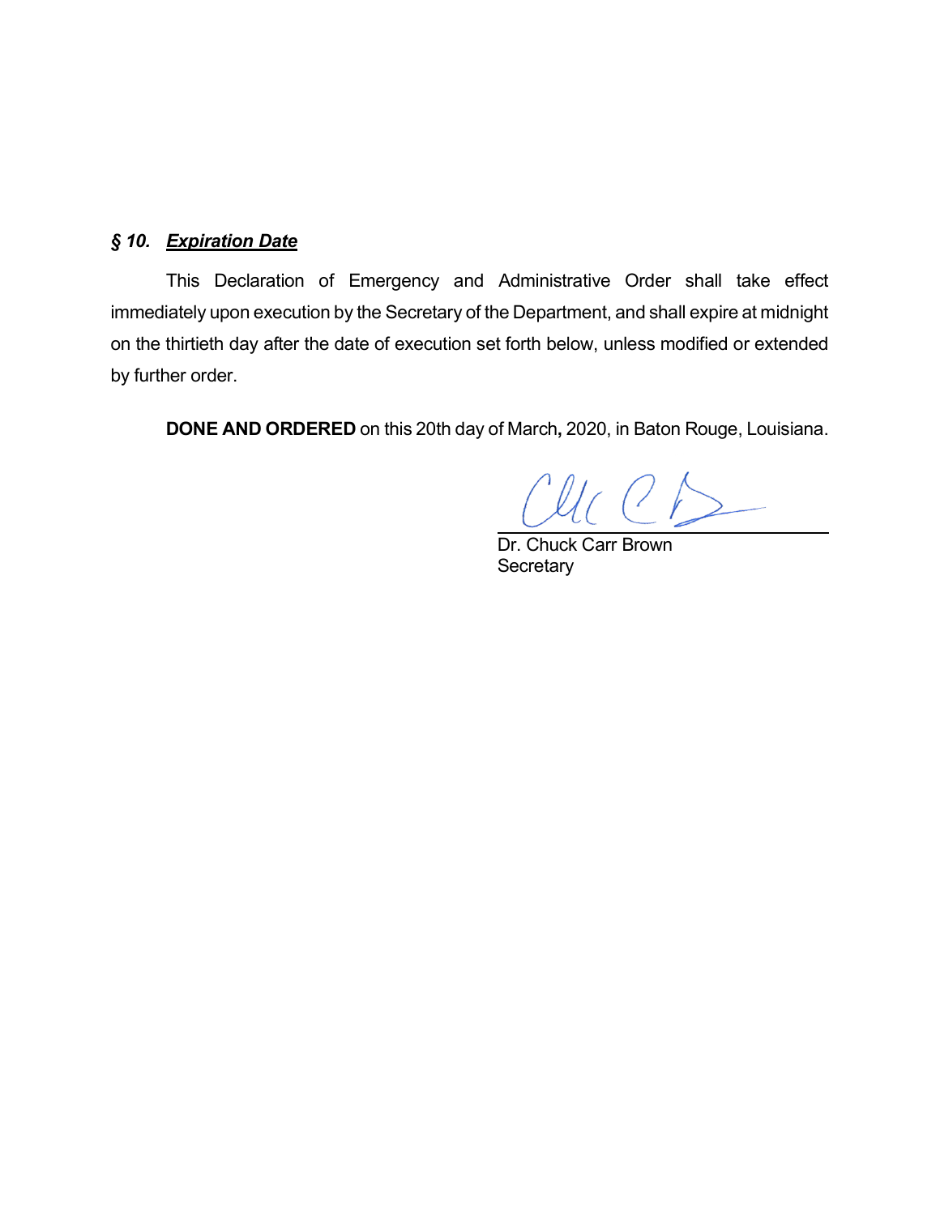### *§ 10.* ***Expiration Date***

This Declaration of Emergency and Administrative Order shall take effect immediately upon execution by the Secretary of the Department, and shall expire at midnight on the thirtieth day after the date of execution set forth below, unless modified or extended by further order.

**DONE AND ORDERED** on this 20th day of March**,** 2020, in Baton Rouge, Louisiana.

Dr. Chuck Carr Brown
Secretary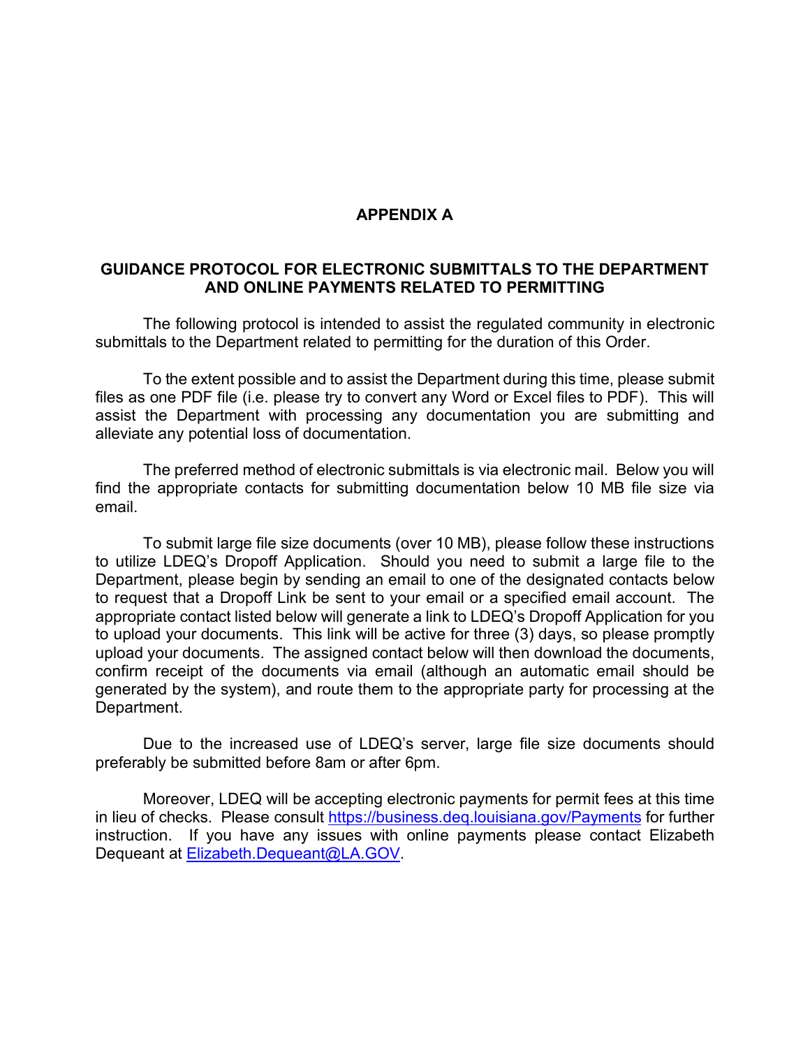# APPENDIX A

## GUIDANCE PROTOCOL FOR ELECTRONIC SUBMITTALS TO THE DEPARTMENT AND ONLINE PAYMENTS RELATED TO PERMITTING

The following protocol is intended to assist the regulated community in electronic submittals to the Department related to permitting for the duration of this Order.

To the extent possible and to assist the Department during this time, please submit files as one PDF file (i.e. please try to convert any Word or Excel files to PDF). This will assist the Department with processing any documentation you are submitting and alleviate any potential loss of documentation.

The preferred method of electronic submittals is via electronic mail. Below you will find the appropriate contacts for submitting documentation below 10 MB file size via email.

To submit large file size documents (over 10 MB), please follow these instructions to utilize LDEQ's Dropoff Application. Should you need to submit a large file to the Department, please begin by sending an email to one of the designated contacts below to request that a Dropoff Link be sent to your email or a specified email account. The appropriate contact listed below will generate a link to LDEQ's Dropoff Application for you to upload your documents. This link will be active for three (3) days, so please promptly upload your documents. The assigned contact below will then download the documents, confirm receipt of the documents via email (although an automatic email should be generated by the system), and route them to the appropriate party for processing at the Department.

Due to the increased use of LDEQ's server, large file size documents should preferably be submitted before 8am or after 6pm.

Moreover, LDEQ will be accepting electronic payments for permit fees at this time in lieu of checks. Please consult https://business.deq.louisiana.gov/Payments for further instruction. If you have any issues with online payments please contact Elizabeth Dequeant at Elizabeth.Dequeant@LA.GOV.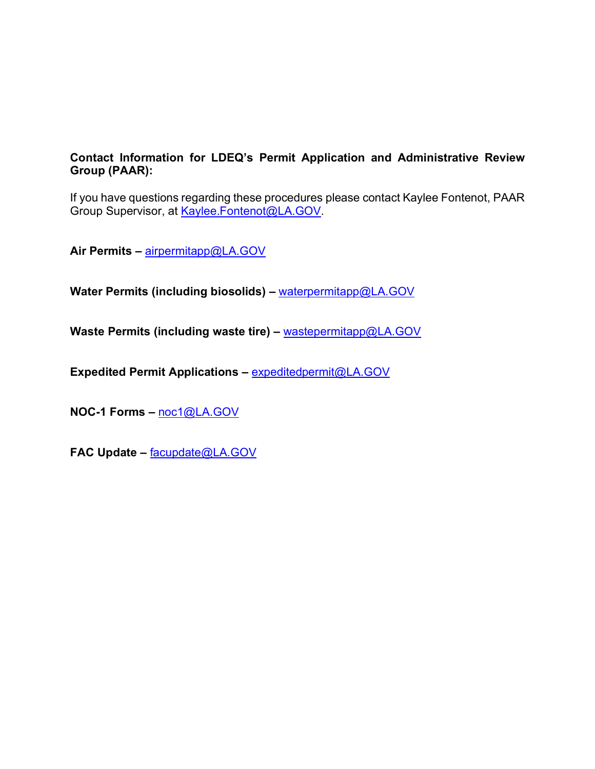**Contact Information for LDEQ's Permit Application and Administrative Review Group (PAAR):**

If you have questions regarding these procedures please contact Kaylee Fontenot, PAAR Group Supervisor, at Kaylee.Fontenot@LA.GOV.

**Air Permits –** airpermitapp@LA.GOV

**Water Permits (including biosolids) –** waterpermitapp@LA.GOV

**Waste Permits (including waste tire) –** wastepermitapp@LA.GOV

**Expedited Permit Applications –** expeditedpermit@LA.GOV

**NOC-1 Forms –** noc1@LA.GOV

**FAC Update –** facupdate@LA.GOV